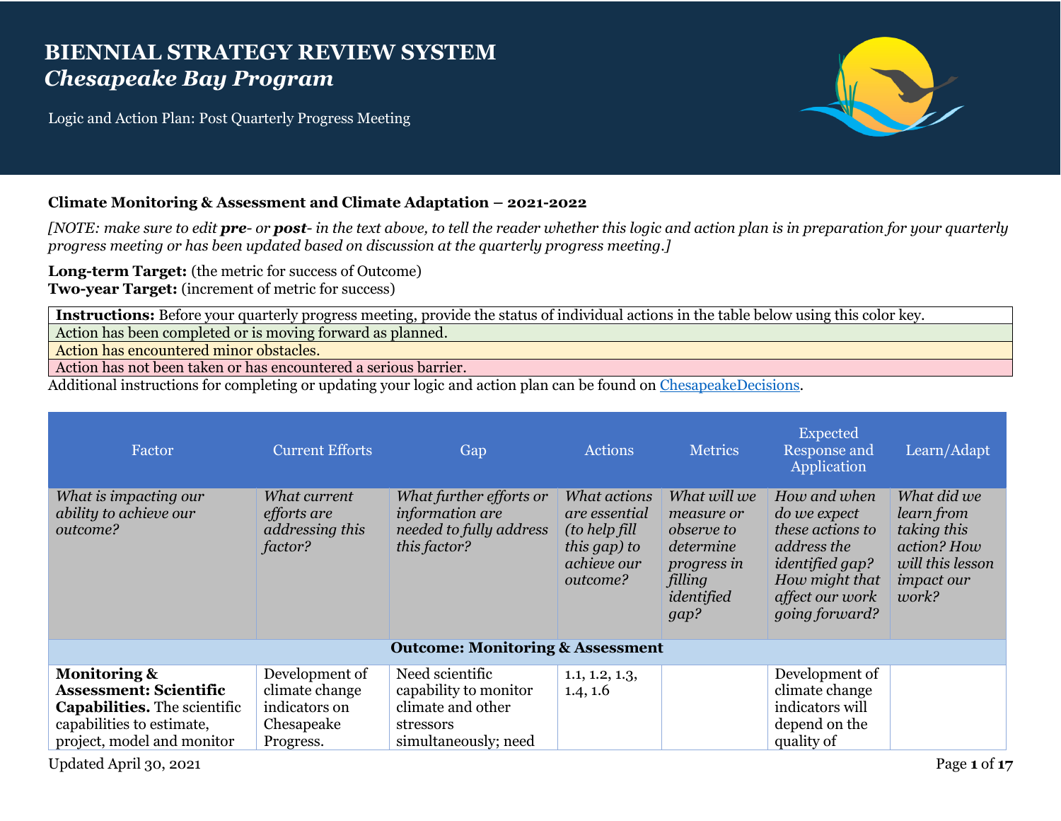# BIENNIAL STRATEGY REVIEW SYSTEM
## *Chesapeake Bay Program*

Logic and Action Plan: Post Quarterly Progress Meeting

**Climate Monitoring & Assessment and Climate Adaptation – 2021-2022**

*[NOTE: make sure to edit **pre**- or **post**- in the text above, to tell the reader whether this logic and action plan is in preparation for your quarterly progress meeting or has been updated based on discussion at the quarterly progress meeting.]*

**Long-term Target:** (the metric for success of Outcome)
**Two-year Target:** (increment of metric for success)

| **Instructions:** Before your quarterly progress meeting, provide the status of individual actions in the table below using this color key. |
|---|
| Action has been completed or is moving forward as planned. |
| Action has encountered minor obstacles. |
| Action has not been taken or has encountered a serious barrier. |

Additional instructions for completing or updating your logic and action plan can be found on ChesapeakeDecisions.

| Factor | Current Efforts | Gap | Actions | Metrics | Expected Response and Application | Learn/Adapt |
|---|---|---|---|---|---|---|
| *What is impacting our ability to achieve our outcome?* | *What current efforts are addressing this factor?* | *What further efforts or information are needed to fully address this factor?* | *What actions are essential (to help fill this gap) to achieve our outcome?* | *What will we measure or observe to determine progress in filling identified gap?* | *How and when do we expect these actions to address the identified gap? How might that affect our work going forward?* | *What did we learn from taking this action? How will this lesson impact our work?* |
| **Outcome: Monitoring & Assessment** | | | | | | |
| **Monitoring & Assessment: Scientific Capabilities.** The scientific capabilities to estimate, project, model and monitor | Development of climate change indicators on Chesapeake Progress. | Need scientific capability to monitor climate and other stressors simultaneously; need | 1.1, 1.2, 1.3, 1.4, 1.6 | | Development of climate change indicators will depend on the quality of | |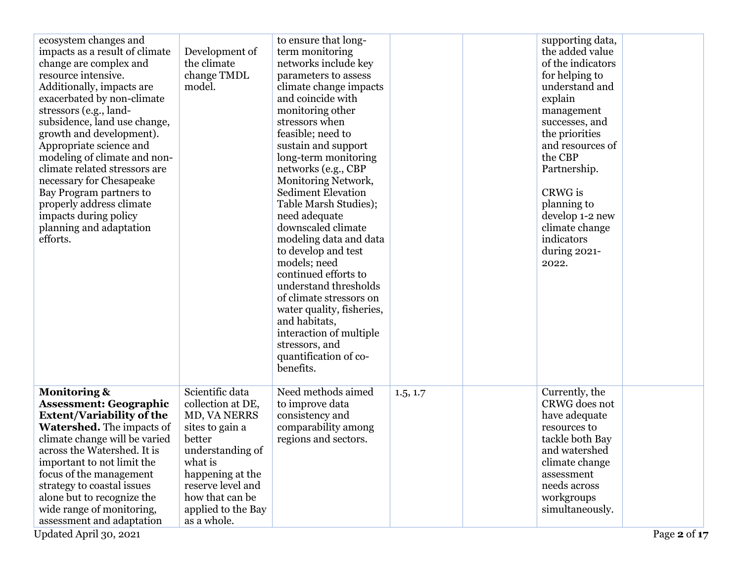| | | | | | | |
|---|---|---|---|---|---|---|
| ecosystem changes and impacts as a result of climate change are complex and resource intensive. Additionally, impacts are exacerbated by non-climate stressors (e.g., land-subsidence, land use change, growth and development). Appropriate science and modeling of climate and non-climate related stressors are necessary for Chesapeake Bay Program partners to properly address climate impacts during policy planning and adaptation efforts. | Development of the climate change TMDL model. | to ensure that long-term monitoring networks include key parameters to assess climate change impacts and coincide with monitoring other stressors when feasible; need to sustain and support long-term monitoring networks (e.g., CBP Monitoring Network, Sediment Elevation Table Marsh Studies); need adequate downscaled climate modeling data and data to develop and test models; need continued efforts to understand thresholds of climate stressors on water quality, fisheries, and habitats, interaction of multiple stressors, and quantification of co-benefits. | | | supporting data, the added value of the indicators for helping to understand and explain management successes, and the priorities and resources of the CBP Partnership.<br><br>CRWG is planning to develop 1-2 new climate change indicators during 2021-2022. | |
| **Monitoring & Assessment: Geographic Extent/Variability of the Watershed.** The impacts of climate change will be varied across the Watershed. It is important to not limit the focus of the management strategy to coastal issues alone but to recognize the wide range of monitoring, assessment and adaptation | Scientific data collection at DE, MD, VA NERRS sites to gain a better understanding of what is happening at the reserve level and how that can be applied to the Bay as a whole. | Need methods aimed to improve data consistency and comparability among regions and sectors. | 1.5, 1.7 | | Currently, the CRWG does not have adequate resources to tackle both Bay and watershed climate change assessment needs across workgroups simultaneously. | |

Updated April 30, 2021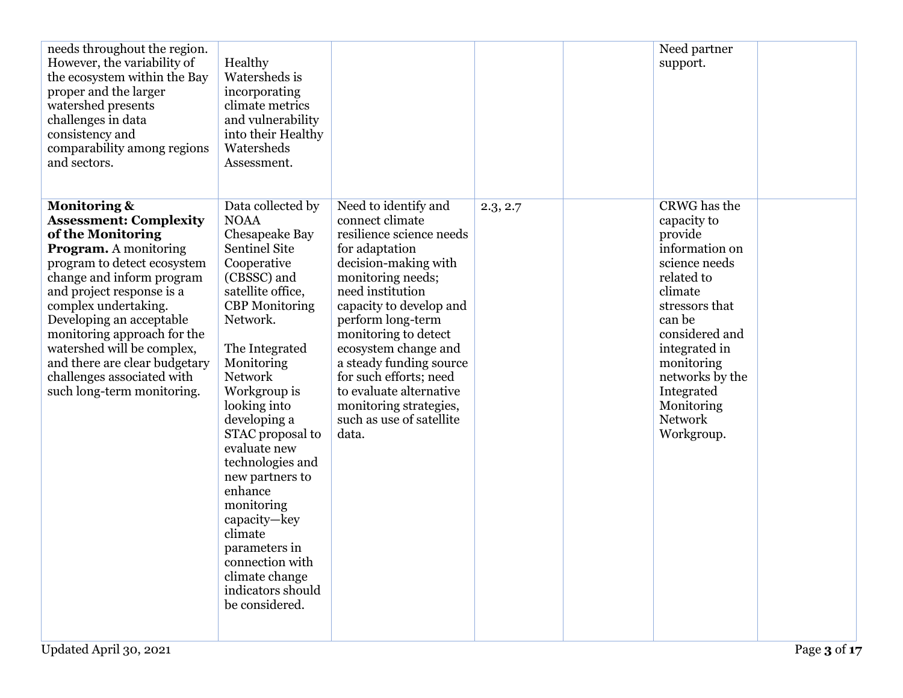| | | | | | | |
|---|---|---|---|---|---|---|
| needs throughout the region. However, the variability of the ecosystem within the Bay proper and the larger watershed presents challenges in data consistency and comparability among regions and sectors. | Healthy Watersheds is incorporating climate metrics and vulnerability into their Healthy Watersheds Assessment. | | | | Need partner support. | |
| **Monitoring & Assessment: Complexity of the Monitoring Program.** A monitoring program to detect ecosystem change and inform program and project response is a complex undertaking. Developing an acceptable monitoring approach for the watershed will be complex, and there are clear budgetary challenges associated with such long-term monitoring. | Data collected by NOAA Chesapeake Bay Sentinel Site Cooperative (CBSSC) and satellite office, CBP Monitoring Network.<br><br>The Integrated Monitoring Network Workgroup is looking into developing a STAC proposal to evaluate new technologies and new partners to enhance monitoring capacity—key climate parameters in connection with climate change indicators should be considered. | Need to identify and connect climate resilience science needs for adaptation decision-making with monitoring needs; need institution capacity to develop and perform long-term monitoring to detect ecosystem change and a steady funding source for such efforts; need to evaluate alternative monitoring strategies, such as use of satellite data. | 2.3, 2.7 | | CRWG has the capacity to provide information on science needs related to climate stressors that can be considered and integrated in monitoring networks by the Integrated Monitoring Network Workgroup. | |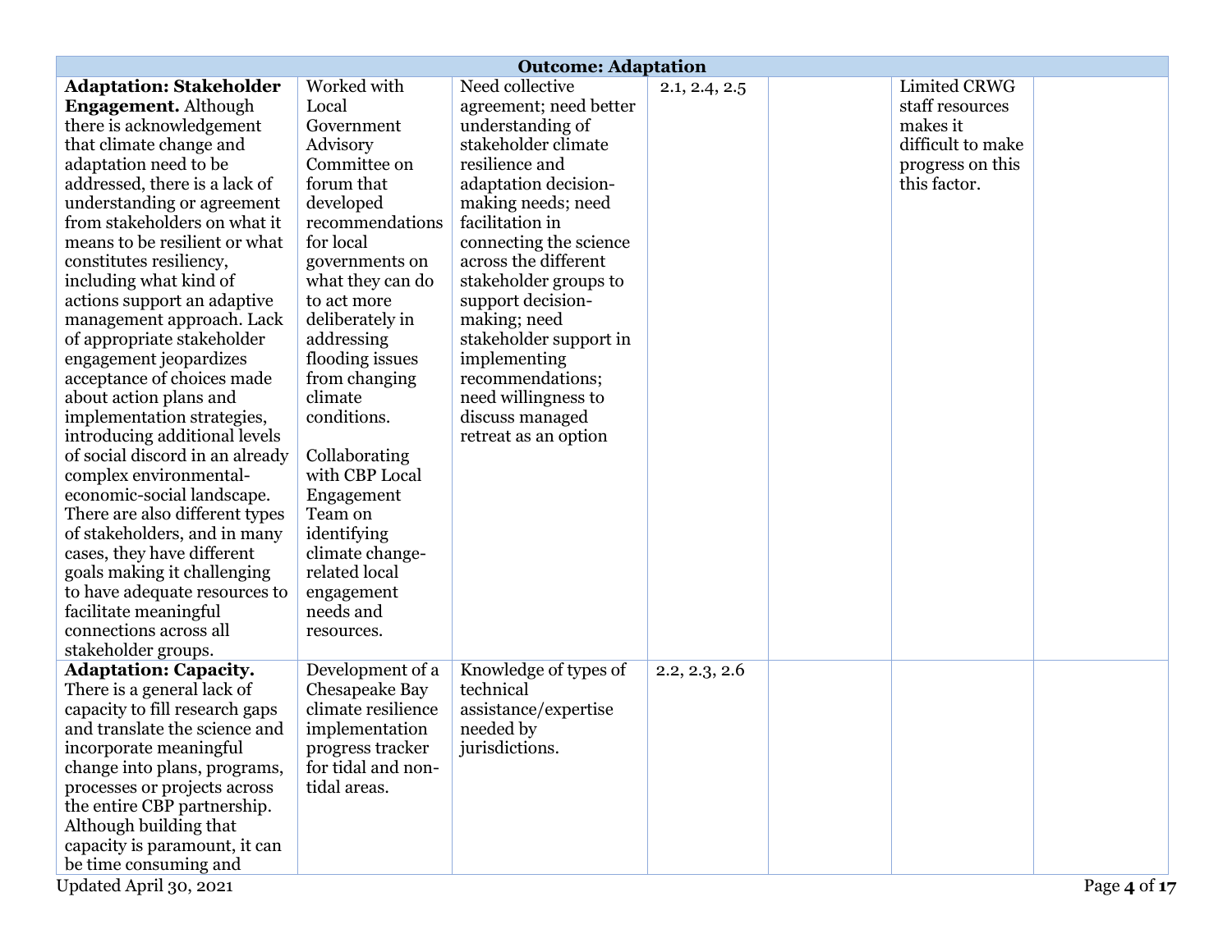| Outcome: Adaptation | | | | | | |
|---|---|---|---|---|---|---|
| **Adaptation: Stakeholder Engagement.** Although there is acknowledgement that climate change and adaptation need to be addressed, there is a lack of understanding or agreement from stakeholders on what it means to be resilient or what constitutes resiliency, including what kind of actions support an adaptive management approach. Lack of appropriate stakeholder engagement jeopardizes acceptance of choices made about action plans and implementation strategies, introducing additional levels of social discord in an already complex environmental-economic-social landscape. There are also different types of stakeholders, and in many cases, they have different goals making it challenging to have adequate resources to facilitate meaningful connections across all stakeholder groups. | Worked with Local Government Advisory Committee on forum that developed recommendations for local governments on what they can do to act more deliberately in addressing flooding issues from changing climate conditions.<br><br>Collaborating with CBP Local Engagement Team on identifying climate change-related local engagement needs and resources. | Need collective agreement; need better understanding of stakeholder climate resilience and adaptation decision-making needs; need facilitation in connecting the science across the different stakeholder groups to support decision-making; need stakeholder support in implementing recommendations; need willingness to discuss managed retreat as an option | 2.1, 2.4, 2.5 | | Limited CRWG staff resources makes it difficult to make progress on this this factor. | |
| **Adaptation: Capacity.** There is a general lack of capacity to fill research gaps and translate the science and incorporate meaningful change into plans, programs, processes or projects across the entire CBP partnership. Although building that capacity is paramount, it can be time consuming and | Development of a Chesapeake Bay climate resilience implementation progress tracker for tidal and non-tidal areas. | Knowledge of types of technical assistance/expertise needed by jurisdictions. | 2.2, 2.3, 2.6 | | | |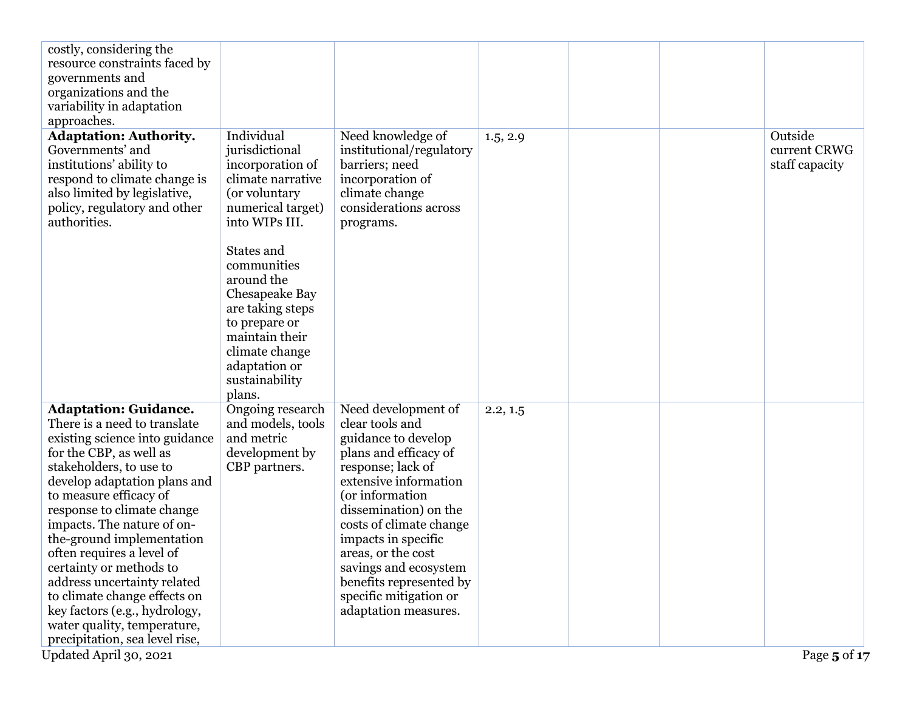| | | | | | | |
|---|---|---|---|---|---|---|
| costly, considering the resource constraints faced by governments and organizations and the variability in adaptation approaches. | | | | | | |
| **Adaptation: Authority.** Governments' and institutions' ability to respond to climate change is also limited by legislative, policy, regulatory and other authorities. | Individual jurisdictional incorporation of climate narrative (or voluntary numerical target) into WIPs III.<br><br>States and communities around the Chesapeake Bay are taking steps to prepare or maintain their climate change adaptation or sustainability plans. | Need knowledge of institutional/regulatory barriers; need incorporation of climate change considerations across programs. | 1.5, 2.9 | | | Outside current CRWG staff capacity |
| **Adaptation: Guidance.** There is a need to translate existing science into guidance for the CBP, as well as stakeholders, to use to develop adaptation plans and to measure efficacy of response to climate change impacts. The nature of on-the-ground implementation often requires a level of certainty or methods to address uncertainty related to climate change effects on key factors (e.g., hydrology, water quality, temperature, precipitation, sea level rise, | Ongoing research and models, tools and metric development by CBP partners. | Need development of clear tools and guidance to develop plans and efficacy of response; lack of extensive information (or information dissemination) on the costs of climate change impacts in specific areas, or the cost savings and ecosystem benefits represented by specific mitigation or adaptation measures. | 2.2, 1.5 | | | |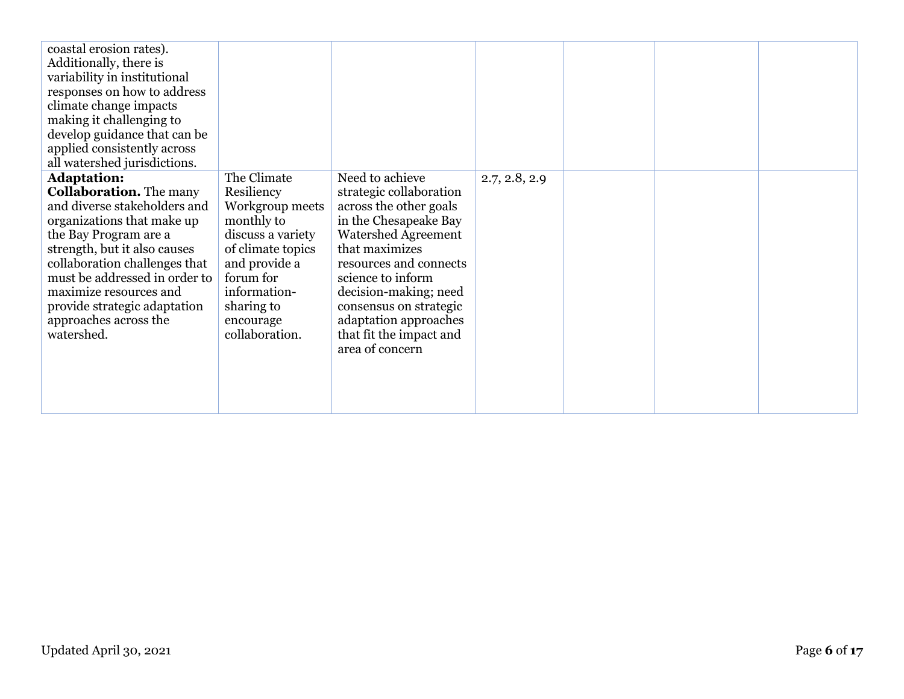| | | | | | | |
|---|---|---|---|---|---|---|
| coastal erosion rates). Additionally, there is variability in institutional responses on how to address climate change impacts making it challenging to develop guidance that can be applied consistently across all watershed jurisdictions. | | | | | | |
| **Adaptation: Collaboration.** The many and diverse stakeholders and organizations that make up the Bay Program are a strength, but it also causes collaboration challenges that must be addressed in order to maximize resources and provide strategic adaptation approaches across the watershed. | The Climate Resiliency Workgroup meets monthly to discuss a variety of climate topics and provide a forum for information-sharing to encourage collaboration. | Need to achieve strategic collaboration across the other goals in the Chesapeake Bay Watershed Agreement that maximizes resources and connects science to inform decision-making; need consensus on strategic adaptation approaches that fit the impact and area of concern | 2.7, 2.8, 2.9 | | | |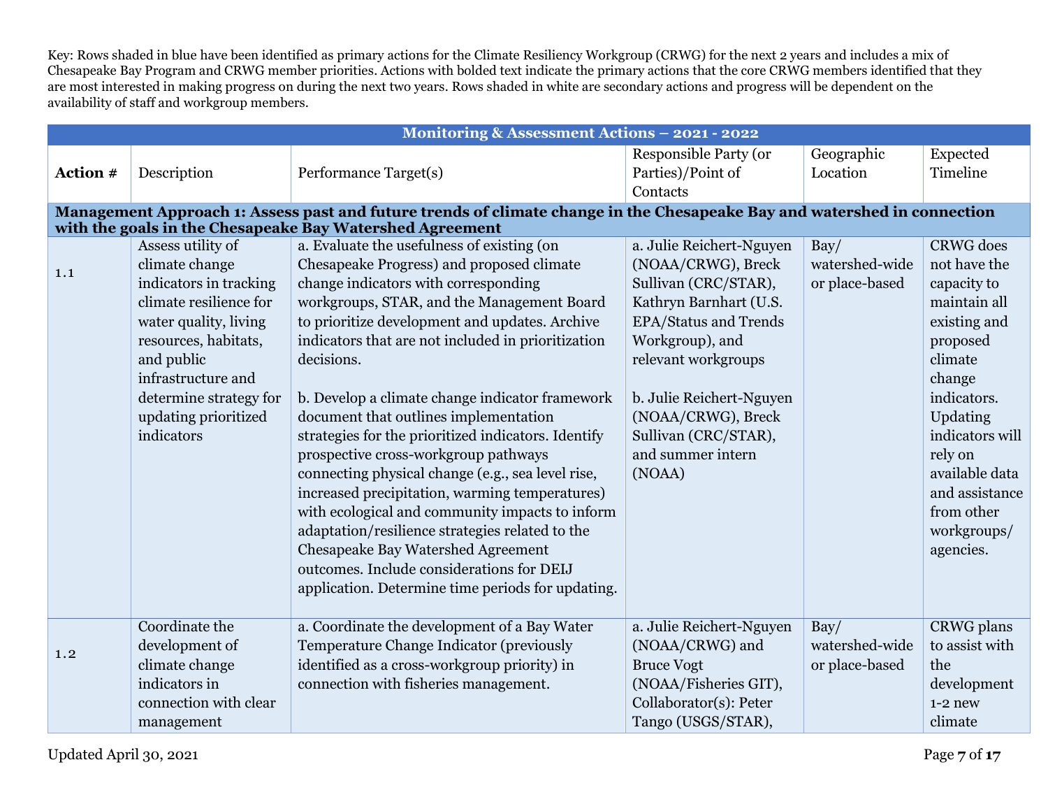Key: Rows shaded in blue have been identified as primary actions for the Climate Resiliency Workgroup (CRWG) for the next 2 years and includes a mix of Chesapeake Bay Program and CRWG member priorities. Actions with bolded text indicate the primary actions that the core CRWG members identified that they are most interested in making progress on during the next two years. Rows shaded in white are secondary actions and progress will be dependent on the availability of staff and workgroup members.

| **Monitoring & Assessment Actions – 2021 - 2022** | | | | | |
|---|---|---|---|---|---|
| **Action #** | Description | Performance Target(s) | Responsible Party (or Parties)/Point of Contacts | Geographic Location | Expected Timeline |
| **Management Approach 1: Assess past and future trends of climate change in the Chesapeake Bay and watershed in connection with the goals in the Chesapeake Bay Watershed Agreement** | | | | | |
| 1.1 | Assess utility of climate change indicators in tracking climate resilience for water quality, living resources, habitats, and public infrastructure and determine strategy for updating prioritized indicators | a. Evaluate the usefulness of existing (on Chesapeake Progress) and proposed climate change indicators with corresponding workgroups, STAR, and the Management Board to prioritize development and updates. Archive indicators that are not included in prioritization decisions.<br><br>b. Develop a climate change indicator framework document that outlines implementation strategies for the prioritized indicators. Identify prospective cross-workgroup pathways connecting physical change (e.g., sea level rise, increased precipitation, warming temperatures) with ecological and community impacts to inform adaptation/resilience strategies related to the Chesapeake Bay Watershed Agreement outcomes. Include considerations for DEIJ application. Determine time periods for updating. | a. Julie Reichert-Nguyen (NOAA/CRWG), Breck Sullivan (CRC/STAR), Kathryn Barnhart (U.S. EPA/Status and Trends Workgroup), and relevant workgroups<br><br>b. Julie Reichert-Nguyen (NOAA/CRWG), Breck Sullivan (CRC/STAR), and summer intern (NOAA) | Bay/ watershed-wide or place-based | CRWG does not have the capacity to maintain all existing and proposed climate change indicators. Updating indicators will rely on available data and assistance from other workgroups/ agencies. |
| 1.2 | Coordinate the development of climate change indicators in connection with clear management | a. Coordinate the development of a Bay Water Temperature Change Indicator (previously identified as a cross-workgroup priority) in connection with fisheries management. | a. Julie Reichert-Nguyen (NOAA/CRWG) and Bruce Vogt (NOAA/Fisheries GIT), Collaborator(s): Peter Tango (USGS/STAR), | Bay/ watershed-wide or place-based | CRWG plans to assist with the development 1-2 new climate |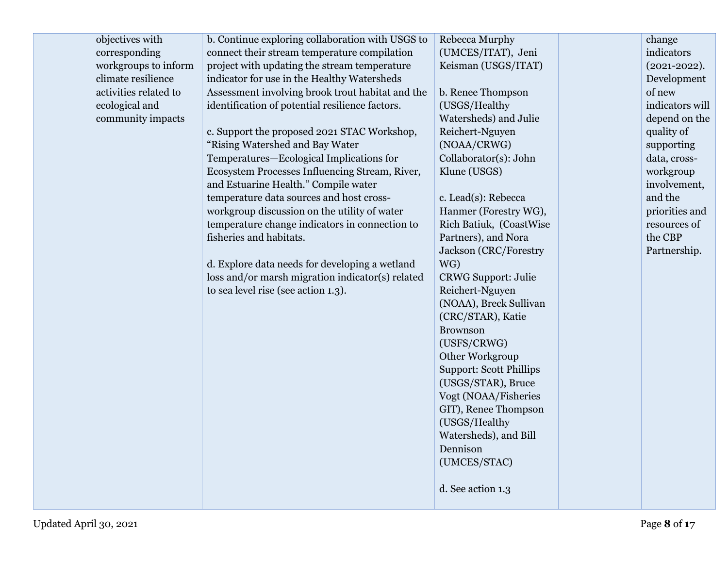| | | | | | |
|---|---|---|---|---|---|
| | objectives with corresponding workgroups to inform climate resilience activities related to ecological and community impacts | b. Continue exploring collaboration with USGS to connect their stream temperature compilation project with updating the stream temperature indicator for use in the Healthy Watersheds Assessment involving brook trout habitat and the identification of potential resilience factors.<br><br>c. Support the proposed 2021 STAC Workshop, "Rising Watershed and Bay Water Temperatures—Ecological Implications for Ecosystem Processes Influencing Stream, River, and Estuarine Health." Compile water temperature data sources and host cross-workgroup discussion on the utility of water temperature change indicators in connection to fisheries and habitats.<br><br>d. Explore data needs for developing a wetland loss and/or marsh migration indicator(s) related to sea level rise (see action 1.3). | Rebecca Murphy (UMCES/ITAT), Jeni Keisman (USGS/ITAT)<br><br>b. Renee Thompson (USGS/Healthy Watersheds) and Julie Reichert-Nguyen (NOAA/CRWG) Collaborator(s): John Klune (USGS)<br><br>c. Lead(s): Rebecca Hanmer (Forestry WG), Rich Batiuk, (CoastWise Partners), and Nora Jackson (CRC/Forestry WG) CRWG Support: Julie Reichert-Nguyen (NOAA), Breck Sullivan (CRC/STAR), Katie Brownson (USFS/CRWG) Other Workgroup Support: Scott Phillips (USGS/STAR), Bruce Vogt (NOAA/Fisheries GIT), Renee Thompson (USGS/Healthy Watersheds), and Bill Dennison (UMCES/STAC)<br><br>d. See action 1.3 | | change indicators (2021-2022). Development of new indicators will depend on the quality of supporting data, cross-workgroup involvement, and the priorities and resources of the CBP Partnership. |

Updated April 30, 2021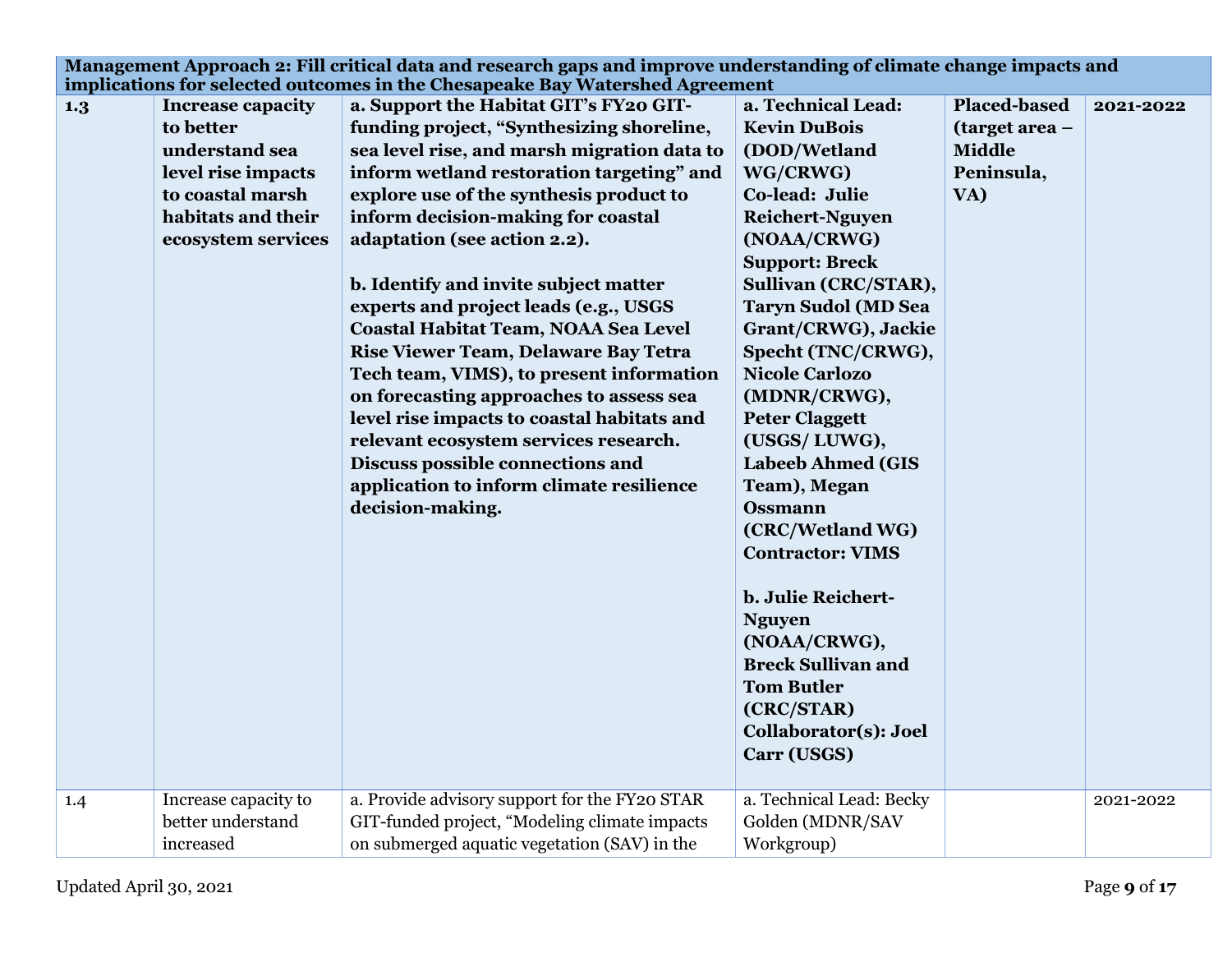| **Management Approach 2: Fill critical data and research gaps and improve understanding of climate change impacts and implications for selected outcomes in the Chesapeake Bay Watershed Agreement** | | | | | |
|---|---|---|---|---|---|
| **1.3** | **Increase capacity to better understand sea level rise impacts to coastal marsh habitats and their ecosystem services** | **a. Support the Habitat GIT's FY20 GIT-funding project, "Synthesizing shoreline, sea level rise, and marsh migration data to inform wetland restoration targeting" and explore use of the synthesis product to inform decision-making for coastal adaptation (see action 2.2).**<br><br>**b. Identify and invite subject matter experts and project leads (e.g., USGS Coastal Habitat Team, NOAA Sea Level Rise Viewer Team, Delaware Bay Tetra Tech team, VIMS), to present information on forecasting approaches to assess sea level rise impacts to coastal habitats and relevant ecosystem services research. Discuss possible connections and application to inform climate resilience decision-making.** | **a. Technical Lead: Kevin DuBois (DOD/Wetland WG/CRWG)**<br>**Co-lead: Julie Reichert-Nguyen (NOAA/CRWG)**<br>**Support: Breck Sullivan (CRC/STAR), Taryn Sudol (MD Sea Grant/CRWG), Jackie Specht (TNC/CRWG), Nicole Carlozo (MDNR/CRWG), Peter Claggett (USGS/ LUWG), Labeeb Ahmed (GIS Team), Megan Ossmann (CRC/Wetland WG)**<br>**Contractor: VIMS**<br><br>**b. Julie Reichert-Nguyen (NOAA/CRWG), Breck Sullivan and Tom Butler (CRC/STAR)**<br>**Collaborator(s): Joel Carr (USGS)** | **Placed-based (target area – Middle Peninsula, VA)** | **2021-2022** |
| 1.4 | Increase capacity to better understand increased | a. Provide advisory support for the FY20 STAR GIT-funded project, "Modeling climate impacts on submerged aquatic vegetation (SAV) in the | a. Technical Lead: Becky Golden (MDNR/SAV Workgroup) | | 2021-2022 |

Updated April 30, 2021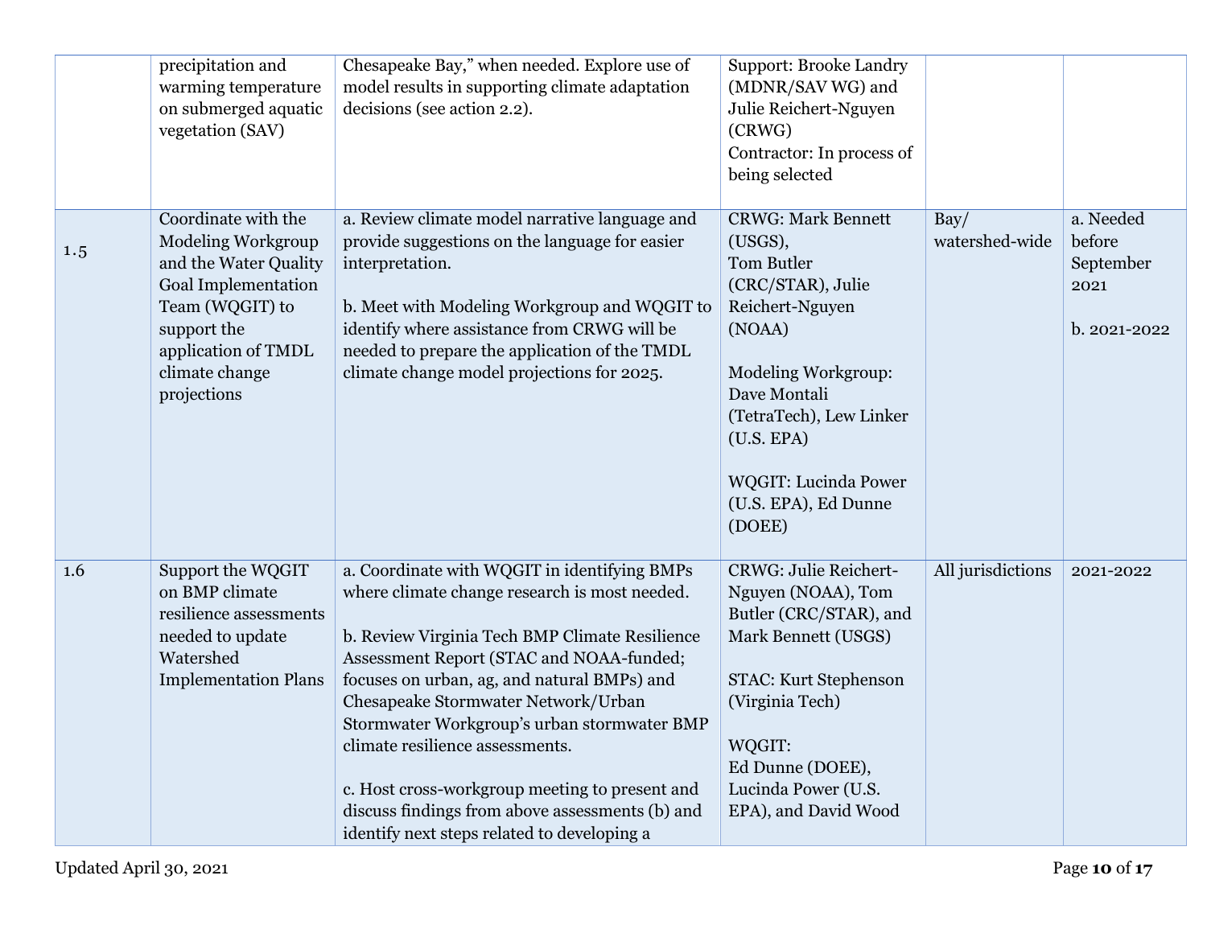| | | | | | |
|---|---|---|---|---|---|
| | precipitation and warming temperature on submerged aquatic vegetation (SAV) | Chesapeake Bay," when needed. Explore use of model results in supporting climate adaptation decisions (see action 2.2). | Support: Brooke Landry (MDNR/SAV WG) and Julie Reichert-Nguyen (CRWG)<br>Contractor: In process of being selected | | |
| 1.5 | Coordinate with the Modeling Workgroup and the Water Quality Goal Implementation Team (WQGIT) to support the application of TMDL climate change projections | a. Review climate model narrative language and provide suggestions on the language for easier interpretation.<br><br>b. Meet with Modeling Workgroup and WQGIT to identify where assistance from CRWG will be needed to prepare the application of the TMDL climate change model projections for 2025. | CRWG: Mark Bennett (USGS), Tom Butler (CRC/STAR), Julie Reichert-Nguyen (NOAA)<br><br>Modeling Workgroup: Dave Montali (TetraTech), Lew Linker (U.S. EPA)<br><br>WQGIT: Lucinda Power (U.S. EPA), Ed Dunne (DOEE) | Bay/ watershed-wide | a. Needed before September 2021<br><br>b. 2021-2022 |
| 1.6 | Support the WQGIT on BMP climate resilience assessments needed to update Watershed Implementation Plans | a. Coordinate with WQGIT in identifying BMPs where climate change research is most needed.<br><br>b. Review Virginia Tech BMP Climate Resilience Assessment Report (STAC and NOAA-funded; focuses on urban, ag, and natural BMPs) and Chesapeake Stormwater Network/Urban Stormwater Workgroup's urban stormwater BMP climate resilience assessments.<br><br>c. Host cross-workgroup meeting to present and discuss findings from above assessments (b) and identify next steps related to developing a | CRWG: Julie Reichert-Nguyen (NOAA), Tom Butler (CRC/STAR), and Mark Bennett (USGS)<br><br>STAC: Kurt Stephenson (Virginia Tech)<br><br>WQGIT:<br>Ed Dunne (DOEE), Lucinda Power (U.S. EPA), and David Wood | All jurisdictions | 2021-2022 |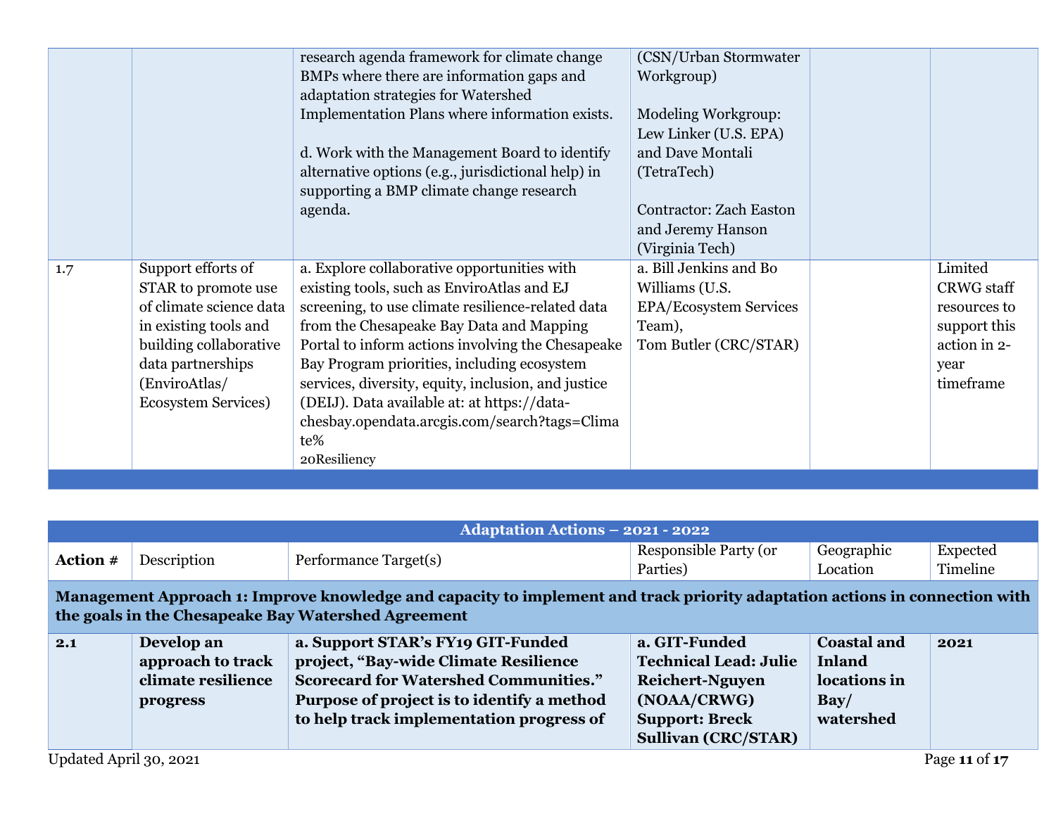| | | | | | |
|---|---|---|---|---|---|
| | | research agenda framework for climate change BMPs where there are information gaps and adaptation strategies for Watershed Implementation Plans where information exists.<br><br>d. Work with the Management Board to identify alternative options (e.g., jurisdictional help) in supporting a BMP climate change research agenda. | (CSN/Urban Stormwater Workgroup)<br><br>Modeling Workgroup: Lew Linker (U.S. EPA) and Dave Montali (TetraTech)<br><br>Contractor: Zach Easton and Jeremy Hanson (Virginia Tech) | | |
| 1.7 | Support efforts of STAR to promote use of climate science data in existing tools and building collaborative data partnerships (EnviroAtlas/ Ecosystem Services) | a. Explore collaborative opportunities with existing tools, such as EnviroAtlas and EJ screening, to use climate resilience-related data from the Chesapeake Bay Data and Mapping Portal to inform actions involving the Chesapeake Bay Program priorities, including ecosystem services, diversity, equity, inclusion, and justice (DEIJ). Data available at: at https://data-chesbay.opendata.arcgis.com/search?tags=Climate%20Resiliency | a. Bill Jenkins and Bo Williams (U.S. EPA/Ecosystem Services Team),<br>Tom Butler (CRC/STAR) | | Limited CRWG staff resources to support this action in 2-year timeframe |

**Adaptation Actions – 2021 - 2022**

| Action # | Description | Performance Target(s) | Responsible Party (or Parties) | Geographic Location | Expected Timeline |
|---|---|---|---|---|---|
| **Management Approach 1: Improve knowledge and capacity to implement and track priority adaptation actions in connection with the goals in the Chesapeake Bay Watershed Agreement** | | | | | |
| **2.1** | **Develop an approach to track climate resilience progress** | **a. Support STAR's FY19 GIT-Funded project, "Bay-wide Climate Resilience Scorecard for Watershed Communities." Purpose of project is to identify a method to help track implementation progress of** | **a. GIT-Funded Technical Lead: Julie Reichert-Nguyen (NOAA/CRWG)<br>Support: Breck Sullivan (CRC/STAR)** | **Coastal and Inland locations in Bay/ watershed** | **2021** |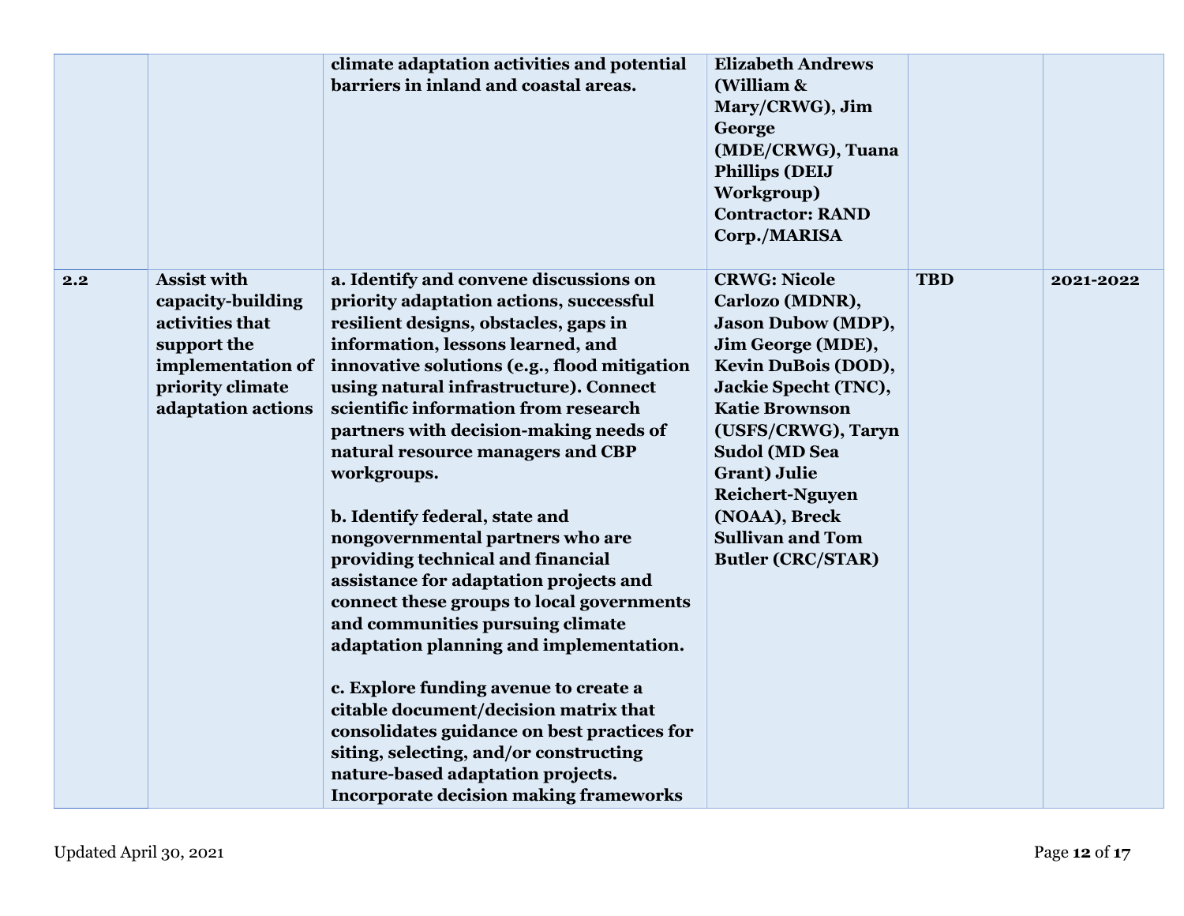| | | | | | |
|---|---|---|---|---|---|
| | | climate adaptation activities and potential barriers in inland and coastal areas. | Elizabeth Andrews (William & Mary/CRWG), Jim George (MDE/CRWG), Tuana Phillips (DEIJ Workgroup) Contractor: RAND Corp./MARISA | | |
| 2.2 | Assist with capacity-building activities that support the implementation of priority climate adaptation actions | a. Identify and convene discussions on priority adaptation actions, successful resilient designs, obstacles, gaps in information, lessons learned, and innovative solutions (e.g., flood mitigation using natural infrastructure). Connect scientific information from research partners with decision-making needs of natural resource managers and CBP workgroups.<br><br>b. Identify federal, state and nongovernmental partners who are providing technical and financial assistance for adaptation projects and connect these groups to local governments and communities pursuing climate adaptation planning and implementation.<br><br>c. Explore funding avenue to create a citable document/decision matrix that consolidates guidance on best practices for siting, selecting, and/or constructing nature-based adaptation projects. Incorporate decision making frameworks | CRWG: Nicole Carlozo (MDNR), Jason Dubow (MDP), Jim George (MDE), Kevin DuBois (DOD), Jackie Specht (TNC), Katie Brownson (USFS/CRWG), Taryn Sudol (MD Sea Grant) Julie Reichert-Nguyen (NOAA), Breck Sullivan and Tom Butler (CRC/STAR) | TBD | 2021-2022 |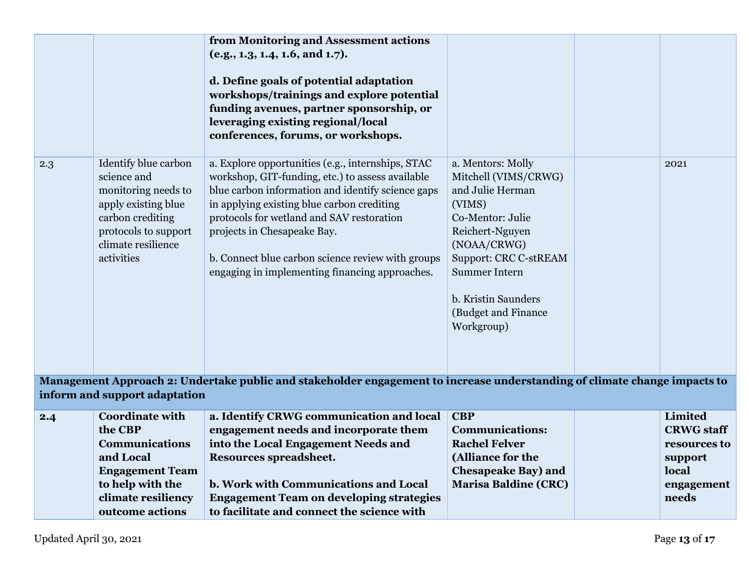| | | | | | |
|---|---|---|---|---|---|
| | | **from Monitoring and Assessment actions (e.g., 1.3, 1.4, 1.6, and 1.7).**<br><br>**d. Define goals of potential adaptation workshops/trainings and explore potential funding avenues, partner sponsorship, or leveraging existing regional/local conferences, forums, or workshops.** | | | |
| 2.3 | Identify blue carbon science and monitoring needs to apply existing blue carbon crediting protocols to support climate resilience activities | a. Explore opportunities (e.g., internships, STAC workshop, GIT-funding, etc.) to assess available blue carbon information and identify science gaps in applying existing blue carbon crediting protocols for wetland and SAV restoration projects in Chesapeake Bay.<br><br>b. Connect blue carbon science review with groups engaging in implementing financing approaches. | a. Mentors: Molly Mitchell (VIMS/CRWG) and Julie Herman (VIMS)<br>Co-Mentor: Julie Reichert-Nguyen (NOAA/CRWG)<br>Support: CRC C-stREAM Summer Intern<br><br>b. Kristin Saunders (Budget and Finance Workgroup) | | 2021 |
| **Management Approach 2: Undertake public and stakeholder engagement to increase understanding of climate change impacts to inform and support adaptation** | | | | | |
| **2.4** | **Coordinate with the CBP Communications and Local Engagement Team to help with the climate resiliency outcome actions** | **a. Identify CRWG communication and local engagement needs and incorporate them into the Local Engagement Needs and Resources spreadsheet.**<br><br>**b. Work with Communications and Local Engagement Team on developing strategies to facilitate and connect the science with** | **CBP Communications: Rachel Felver (Alliance for the Chesapeake Bay) and Marisa Baldine (CRC)** | | **Limited CRWG staff resources to support local engagement needs** |

Updated April 30, 2021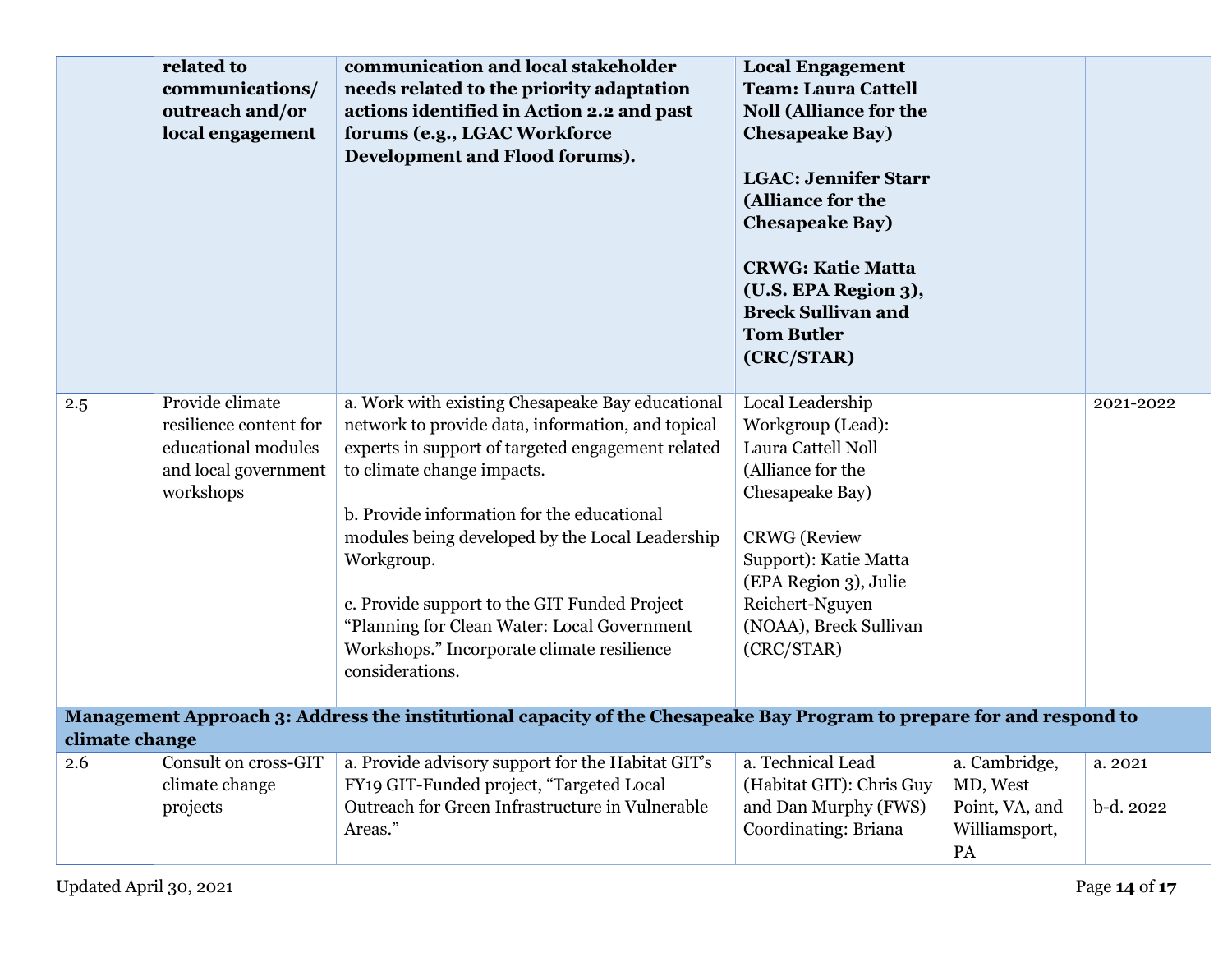|  | **related to communications/ outreach and/or local engagement** | **communication and local stakeholder needs related to the priority adaptation actions identified in Action 2.2 and past forums (e.g., LGAC Workforce Development and Flood forums).** | **Local Engagement Team: Laura Cattell Noll (Alliance for the Chesapeake Bay)**<br><br>**LGAC: Jennifer Starr (Alliance for the Chesapeake Bay)**<br><br>**CRWG: Katie Matta (U.S. EPA Region 3), Breck Sullivan and Tom Butler (CRC/STAR)** |  |  |
|---|---|---|---|---|---|
| 2.5 | Provide climate resilience content for educational modules and local government workshops | a. Work with existing Chesapeake Bay educational network to provide data, information, and topical experts in support of targeted engagement related to climate change impacts.<br><br>b. Provide information for the educational modules being developed by the Local Leadership Workgroup.<br><br>c. Provide support to the GIT Funded Project "Planning for Clean Water: Local Government Workshops." Incorporate climate resilience considerations. | Local Leadership Workgroup (Lead): Laura Cattell Noll (Alliance for the Chesapeake Bay)<br><br>CRWG (Review Support): Katie Matta (EPA Region 3), Julie Reichert-Nguyen (NOAA), Breck Sullivan (CRC/STAR) |  | 2021-2022 |
| **Management Approach 3: Address the institutional capacity of the Chesapeake Bay Program to prepare for and respond to climate change** | | | | | |
| 2.6 | Consult on cross-GIT climate change projects | a. Provide advisory support for the Habitat GIT's FY19 GIT-Funded project, "Targeted Local Outreach for Green Infrastructure in Vulnerable Areas." | a. Technical Lead (Habitat GIT): Chris Guy and Dan Murphy (FWS) Coordinating: Briana | a. Cambridge, MD, West Point, VA, and Williamsport, PA | a. 2021<br><br>b-d. 2022 |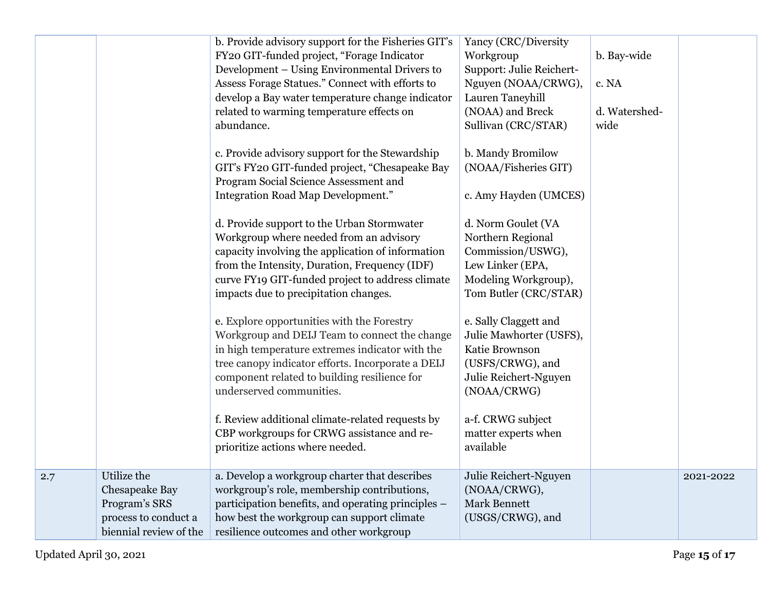| | | | | | |
|---|---|---|---|---|---|
| | | b. Provide advisory support for the Fisheries GIT's FY20 GIT-funded project, "Forage Indicator Development – Using Environmental Drivers to Assess Forage Statues." Connect with efforts to develop a Bay water temperature change indicator related to warming temperature effects on abundance.<br><br>c. Provide advisory support for the Stewardship GIT's FY20 GIT-funded project, "Chesapeake Bay Program Social Science Assessment and Integration Road Map Development."<br><br>d. Provide support to the Urban Stormwater Workgroup where needed from an advisory capacity involving the application of information from the Intensity, Duration, Frequency (IDF) curve FY19 GIT-funded project to address climate impacts due to precipitation changes.<br><br>e. Explore opportunities with the Forestry Workgroup and DEIJ Team to connect the change in high temperature extremes indicator with the tree canopy indicator efforts. Incorporate a DEIJ component related to building resilience for underserved communities.<br><br>f. Review additional climate-related requests by CBP workgroups for CRWG assistance and re-prioritize actions where needed. | Yancy (CRC/Diversity Workgroup<br>Support: Julie Reichert-Nguyen (NOAA/CRWG), Lauren Taneyhill (NOAA) and Breck Sullivan (CRC/STAR)<br><br>b. Mandy Bromilow (NOAA/Fisheries GIT)<br><br>c. Amy Hayden (UMCES)<br><br>d. Norm Goulet (VA Northern Regional Commission/USWG), Lew Linker (EPA, Modeling Workgroup), Tom Butler (CRC/STAR)<br><br>e. Sally Claggett and Julie Mawhorter (USFS), Katie Brownson (USFS/CRWG), and Julie Reichert-Nguyen (NOAA/CRWG)<br><br>a-f. CRWG subject matter experts when available | b. Bay-wide<br><br>c. NA<br><br>d. Watershed-wide | |
| 2.7 | Utilize the Chesapeake Bay Program's SRS process to conduct a biennial review of the | a. Develop a workgroup charter that describes workgroup's role, membership contributions, participation benefits, and operating principles – how best the workgroup can support climate resilience outcomes and other workgroup | Julie Reichert-Nguyen (NOAA/CRWG), Mark Bennett (USGS/CRWG), and | | 2021-2022 |

Updated April 30, 2021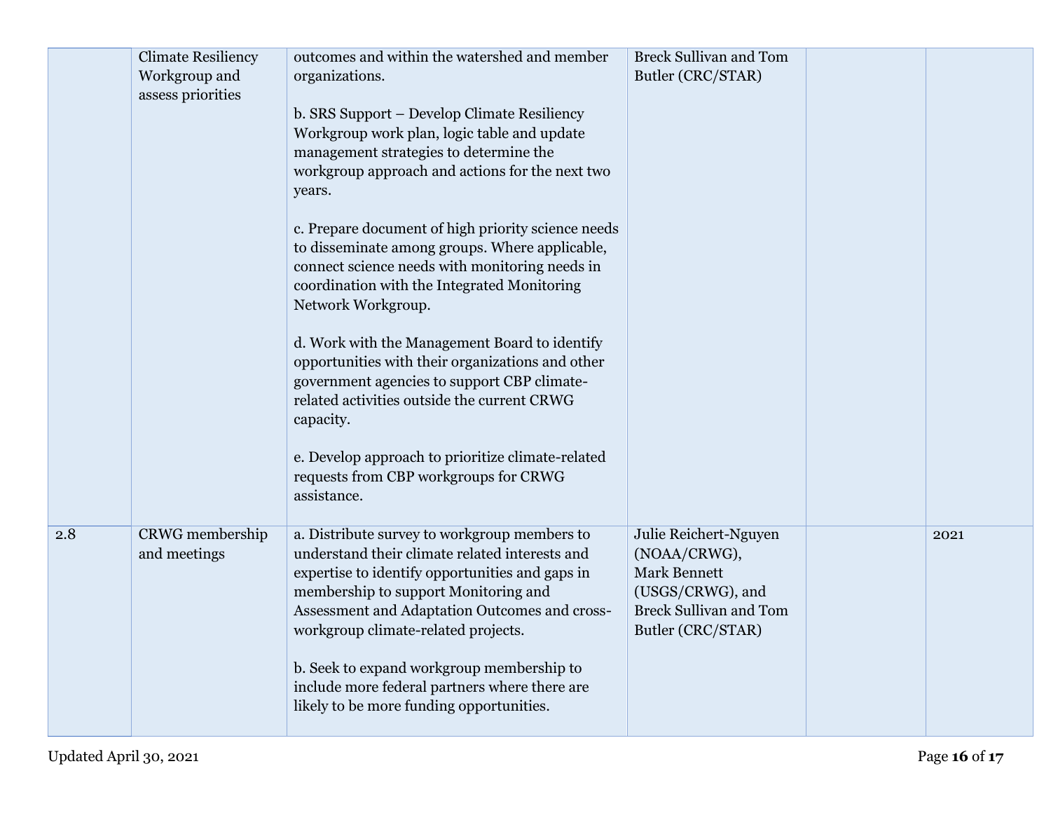| | | | | | |
|---|---|---|---|---|---|
| | Climate Resiliency Workgroup and assess priorities | outcomes and within the watershed and member organizations.<br><br>b. SRS Support – Develop Climate Resiliency Workgroup work plan, logic table and update management strategies to determine the workgroup approach and actions for the next two years.<br><br>c. Prepare document of high priority science needs to disseminate among groups. Where applicable, connect science needs with monitoring needs in coordination with the Integrated Monitoring Network Workgroup.<br><br>d. Work with the Management Board to identify opportunities with their organizations and other government agencies to support CBP climate-related activities outside the current CRWG capacity.<br><br>e. Develop approach to prioritize climate-related requests from CBP workgroups for CRWG assistance. | Breck Sullivan and Tom Butler (CRC/STAR) | | |
| 2.8 | CRWG membership and meetings | a. Distribute survey to workgroup members to understand their climate related interests and expertise to identify opportunities and gaps in membership to support Monitoring and Assessment and Adaptation Outcomes and cross-workgroup climate-related projects.<br><br>b. Seek to expand workgroup membership to include more federal partners where there are likely to be more funding opportunities. | Julie Reichert-Nguyen (NOAA/CRWG), Mark Bennett (USGS/CRWG), and Breck Sullivan and Tom Butler (CRC/STAR) | | 2021 |

Updated April 30, 2021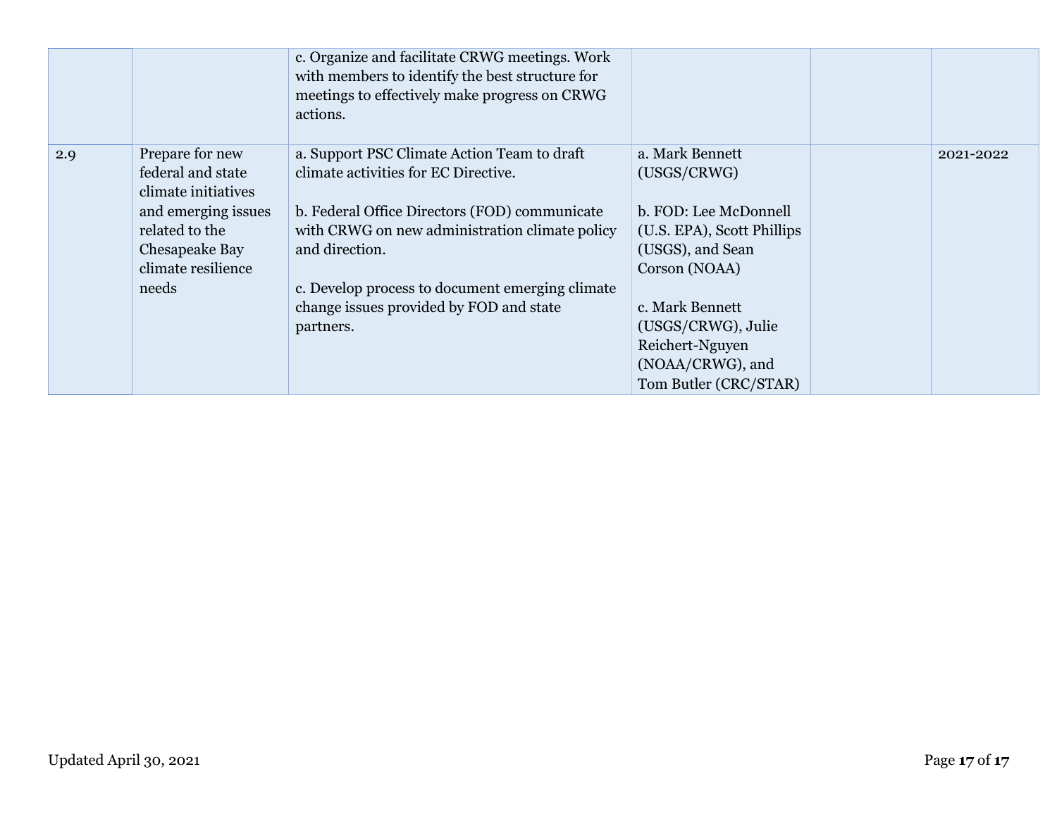| | | | | | |
|---|---|---|---|---|---|
| | | c. Organize and facilitate CRWG meetings. Work with members to identify the best structure for meetings to effectively make progress on CRWG actions. | | | |
| 2.9 | Prepare for new federal and state climate initiatives and emerging issues related to the Chesapeake Bay climate resilience needs | a. Support PSC Climate Action Team to draft climate activities for EC Directive.<br><br>b. Federal Office Directors (FOD) communicate with CRWG on new administration climate policy and direction.<br><br>c. Develop process to document emerging climate change issues provided by FOD and state partners. | a. Mark Bennett (USGS/CRWG)<br><br>b. FOD: Lee McDonnell (U.S. EPA), Scott Phillips (USGS), and Sean Corson (NOAA)<br><br>c. Mark Bennett (USGS/CRWG), Julie Reichert-Nguyen (NOAA/CRWG), and Tom Butler (CRC/STAR) | | 2021-2022 |

Updated April 30, 2021